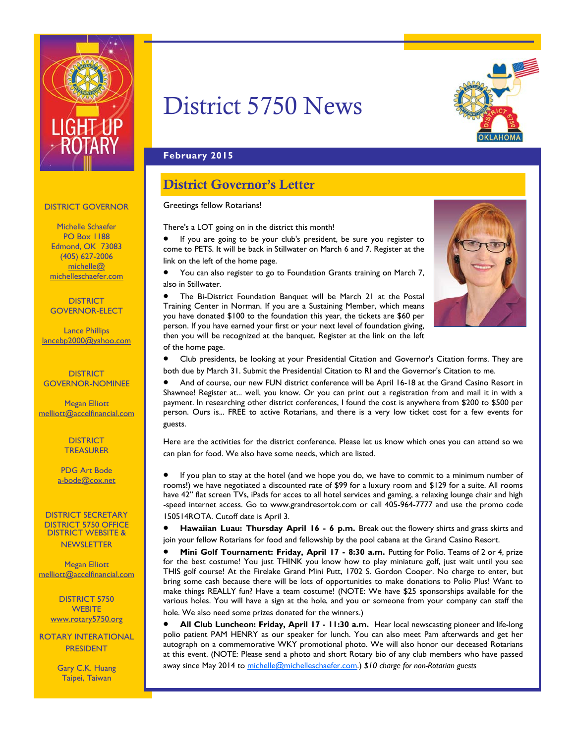# District 5750 News

**February 2015**

## District Governor's Letter

Greetings fellow Rotarians!

There's a LOT going on in the district this month!

- If you are going to be your club's president, be sure you register to come to PETS. It will be back in Stillwater on March 6 and 7. Register at the link on the left of the home page.
- You can also register to go to Foundation Grants training on March 7, also in Stillwater.
- The Bi-District Foundation Banquet will be March 21 at the Postal Training Center in Norman. If you are a Sustaining Member, which means you have donated $100 to the foundation this year, the tickets are $60 per person. If you have earned your first or your next level of foundation giving, then you will be recognized at the banquet. Register at the link on the left of the home page.
- Club presidents, be looking at your Presidential Citation and Governor's Citation forms. They are both due by March 31. Submit the Presidential Citation to RI and the Governor's Citation to me.
- And of course, our new FUN district conference will be April 16-18 at the Grand Casino Resort in Shawnee! Register at... well, you know. Or you can print out a registration from and mail it in with a payment. In researching other district conferences, I found the cost is anywhere from $200 to $500 per person. Ours is... FREE to active Rotarians, and there is a very low ticket cost for a few events for guests.

Here are the activities for the district conference. Please let us know which ones you can attend so we can plan for food. We also have some needs, which are listed.

- If you plan to stay at the hotel (and we hope you do, we have to commit to a minimum number of rooms!) we have negotiated a discounted rate of $99 for a luxury room and $129 for a suite. All rooms have 42" flat screen TVs, iPads for acces to all hotel services and gaming, a relaxing lounge chair and high -speed internet access. Go to www.grandresortok.com or call 405-964-7777 and use the promo code 150514ROTA. Cutoff date is April 3.
- **Hawaiian Luau: Thursday April 16 - 6 p.m.** Break out the flowery shirts and grass skirts and join your fellow Rotarians for food and fellowship by the pool cabana at the Grand Casino Resort.
- **Mini Golf Tournament: Friday, April 17 - 8:30 a.m.** Putting for Polio. Teams of 2 or 4, prize for the best costume! You just THINK you know how to play miniature golf, just wait until you see THIS golf course! At the Firelake Grand Mini Putt, 1702 S. Gordon Cooper. No charge to enter, but bring some cash because there will be lots of opportunities to make donations to Polio Plus! Want to make things REALLY fun? Have a team costume! (NOTE: We have $25 sponsorships available for the various holes. You will have a sign at the hole, and you or someone from your company can staff the hole. We also need some prizes donated for the winners.)
- **All Club Luncheon: Friday, April 17 - 11:30 a.m.** Hear local newscasting pioneer and life-long polio patient PAM HENRY as our speaker for lunch. You can also meet Pam afterwards and get her autograph on a commemorative WKY promotional photo. We will also honor our deceased Rotarians at this event. (NOTE: Please send a photo and short Rotary bio of any club members who have passed away since May 2014 to michelle@michelleschaefer.com.) *$10 charge for non-Rotarian guests*

---

DISTRICT GOVERNOR

Michelle Schaefer
PO Box 1188
Edmond, OK 73083
(405) 627-2006
michelle@michelleschaefer.com

DISTRICT GOVERNOR-ELECT

Lance Phillips
lancebp2000@yahoo.com

DISTRICT GOVERNOR-NOMINEE

Megan Elliott
melliott@accelfinancial.com

DISTRICT TREASURER

PDG Art Bode
a-bode@cox.net

DISTRICT SECRETARY
DISTRICT 5750 OFFICE
DISTRICT WEBSITE & NEWSLETTER

Megan Elliott
melliott@accelfinancial.com

DISTRICT 5750 WEBITE
www.rotary5750.org

ROTARY INTERATIONAL PRESIDENT

Gary C.K. Huang
Taipei, Taiwan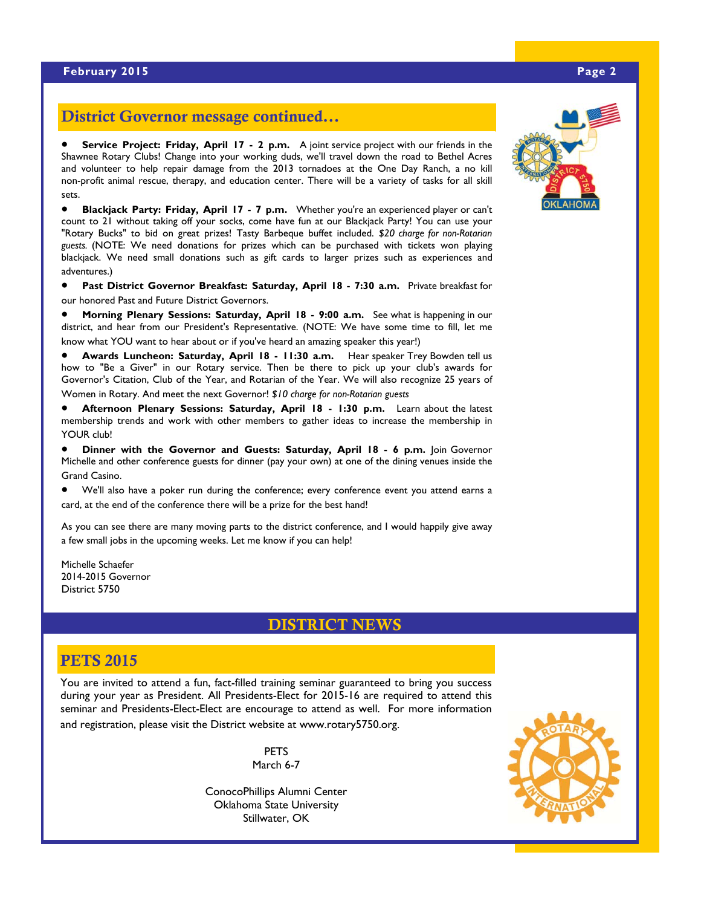## District Governor message continued…

- **Service Project: Friday, April 17 - 2 p.m.** A joint service project with our friends in the Shawnee Rotary Clubs! Change into your working duds, we'll travel down the road to Bethel Acres and volunteer to help repair damage from the 2013 tornadoes at the One Day Ranch, a no kill non-profit animal rescue, therapy, and education center. There will be a variety of tasks for all skill sets.
- **Blackjack Party: Friday, April 17 - 7 p.m.** Whether you're an experienced player or can't count to 21 without taking off your socks, come have fun at our Blackjack Party! You can use your "Rotary Bucks" to bid on great prizes! Tasty Barbeque buffet included. *$20 charge for non-Rotarian guests.* (NOTE: We need donations for prizes which can be purchased with tickets won playing blackjack. We need small donations such as gift cards to larger prizes such as experiences and adventures.)
- **Past District Governor Breakfast: Saturday, April 18 - 7:30 a.m.** Private breakfast for our honored Past and Future District Governors.
- **Morning Plenary Sessions: Saturday, April 18 - 9:00 a.m.** See what is happening in our district, and hear from our President's Representative. (NOTE: We have some time to fill, let me know what YOU want to hear about or if you've heard an amazing speaker this year!)
- **Awards Luncheon: Saturday, April 18 - 11:30 a.m.** Hear speaker Trey Bowden tell us how to "Be a Giver" in our Rotary service. Then be there to pick up your club's awards for Governor's Citation, Club of the Year, and Rotarian of the Year. We will also recognize 25 years of Women in Rotary. And meet the next Governor! *$10 charge for non-Rotarian guests*
- **Afternoon Plenary Sessions: Saturday, April 18 - 1:30 p.m.** Learn about the latest membership trends and work with other members to gather ideas to increase the membership in YOUR club!
- **Dinner with the Governor and Guests: Saturday, April 18 - 6 p.m.** Join Governor Michelle and other conference guests for dinner (pay your own) at one of the dining venues inside the Grand Casino.
- We'll also have a poker run during the conference; every conference event you attend earns a card, at the end of the conference there will be a prize for the best hand!

As you can see there are many moving parts to the district conference, and I would happily give away a few small jobs in the upcoming weeks. Let me know if you can help!

Michelle Schaefer
2014-2015 Governor
District 5750

# DISTRICT NEWS

## PETS 2015

You are invited to attend a fun, fact-filled training seminar guaranteed to bring you success during your year as President. All Presidents-Elect for 2015-16 are required to attend this seminar and Presidents-Elect-Elect are encourage to attend as well. For more information and registration, please visit the District website at www.rotary5750.org.

PETS
March 6-7

ConocoPhillips Alumni Center
Oklahoma State University
Stillwater, OK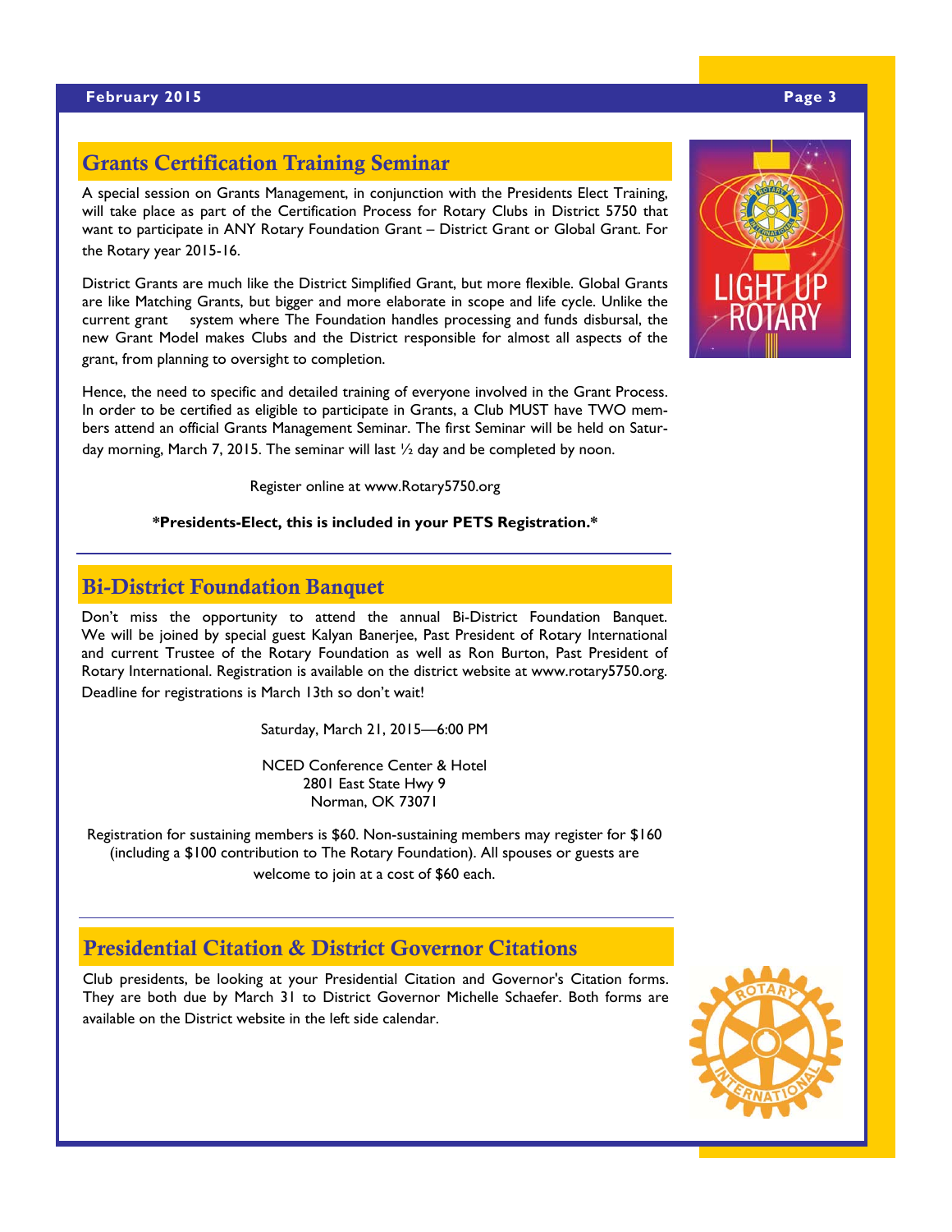## Grants Certification Training Seminar

A special session on Grants Management, in conjunction with the Presidents Elect Training, will take place as part of the Certification Process for Rotary Clubs in District 5750 that want to participate in ANY Rotary Foundation Grant – District Grant or Global Grant. For the Rotary year 2015-16.

District Grants are much like the District Simplified Grant, but more flexible. Global Grants are like Matching Grants, but bigger and more elaborate in scope and life cycle. Unlike the current grant system where The Foundation handles processing and funds disbursal, the new Grant Model makes Clubs and the District responsible for almost all aspects of the grant, from planning to oversight to completion.

Hence, the need to specific and detailed training of everyone involved in the Grant Process. In order to be certified as eligible to participate in Grants, a Club MUST have TWO members attend an official Grants Management Seminar. The first Seminar will be held on Saturday morning, March 7, 2015. The seminar will last ½ day and be completed by noon.

Register online at www.Rotary5750.org

**\*Presidents-Elect, this is included in your PETS Registration.\***

## Bi-District Foundation Banquet

Don't miss the opportunity to attend the annual Bi-District Foundation Banquet. We will be joined by special guest Kalyan Banerjee, Past President of Rotary International and current Trustee of the Rotary Foundation as well as Ron Burton, Past President of Rotary International. Registration is available on the district website at www.rotary5750.org. Deadline for registrations is March 13th so don't wait!

Saturday, March 21, 2015—6:00 PM

NCED Conference Center & Hotel
2801 East State Hwy 9
Norman, OK 73071

Registration for sustaining members is $60. Non-sustaining members may register for $160 (including a $100 contribution to The Rotary Foundation). All spouses or guests are welcome to join at a cost of $60 each.

## Presidential Citation & District Governor Citations

Club presidents, be looking at your Presidential Citation and Governor's Citation forms. They are both due by March 31 to District Governor Michelle Schaefer. Both forms are available on the District website in the left side calendar.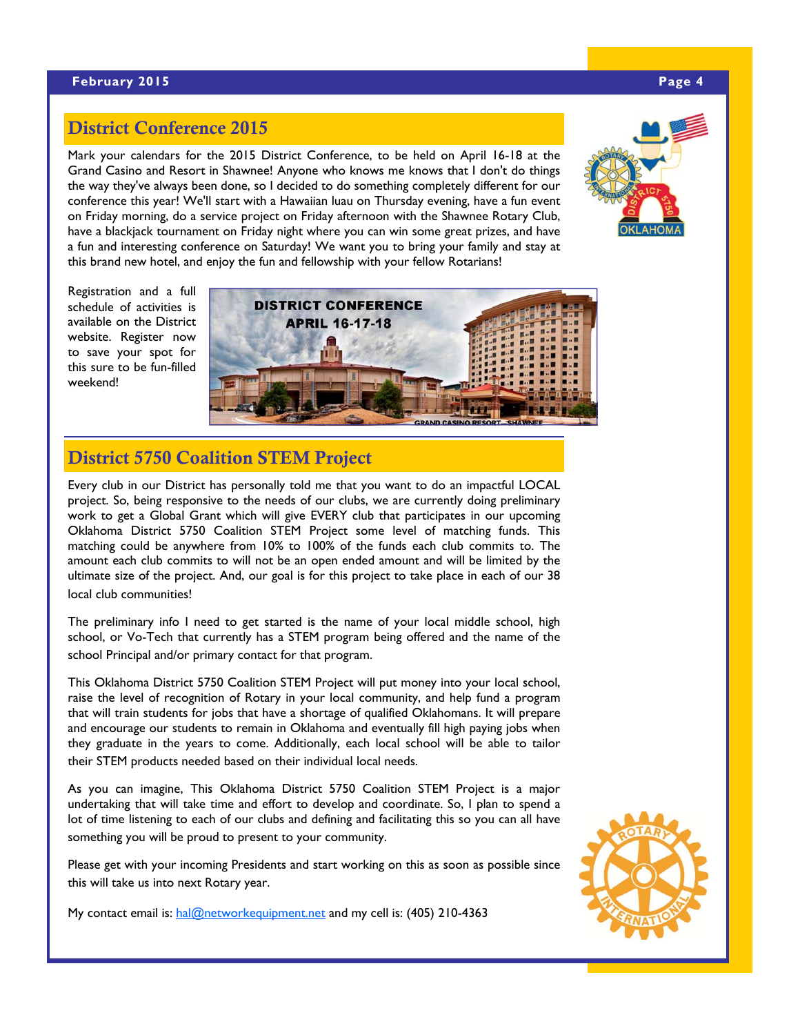## District Conference 2015

Mark your calendars for the 2015 District Conference, to be held on April 16-18 at the Grand Casino and Resort in Shawnee! Anyone who knows me knows that I don't do things the way they've always been done, so I decided to do something completely different for our conference this year! We'll start with a Hawaiian luau on Thursday evening, have a fun event on Friday morning, do a service project on Friday afternoon with the Shawnee Rotary Club, have a blackjack tournament on Friday night where you can win some great prizes, and have a fun and interesting conference on Saturday! We want you to bring your family and stay at this brand new hotel, and enjoy the fun and fellowship with your fellow Rotarians!

Registration and a full schedule of activities is available on the District website. Register now to save your spot for this sure to be fun-filled weekend!

## District 5750 Coalition STEM Project

Every club in our District has personally told me that you want to do an impactful LOCAL project. So, being responsive to the needs of our clubs, we are currently doing preliminary work to get a Global Grant which will give EVERY club that participates in our upcoming Oklahoma District 5750 Coalition STEM Project some level of matching funds. This matching could be anywhere from 10% to 100% of the funds each club commits to. The amount each club commits to will not be an open ended amount and will be limited by the ultimate size of the project. And, our goal is for this project to take place in each of our 38 local club communities!

The preliminary info I need to get started is the name of your local middle school, high school, or Vo-Tech that currently has a STEM program being offered and the name of the school Principal and/or primary contact for that program.

This Oklahoma District 5750 Coalition STEM Project will put money into your local school, raise the level of recognition of Rotary in your local community, and help fund a program that will train students for jobs that have a shortage of qualified Oklahomans. It will prepare and encourage our students to remain in Oklahoma and eventually fill high paying jobs when they graduate in the years to come. Additionally, each local school will be able to tailor their STEM products needed based on their individual local needs.

As you can imagine, This Oklahoma District 5750 Coalition STEM Project is a major undertaking that will take time and effort to develop and coordinate. So, I plan to spend a lot of time listening to each of our clubs and defining and facilitating this so you can all have something you will be proud to present to your community.

Please get with your incoming Presidents and start working on this as soon as possible since this will take us into next Rotary year.

My contact email is: hal@networkequipment.net and my cell is: (405) 210-4363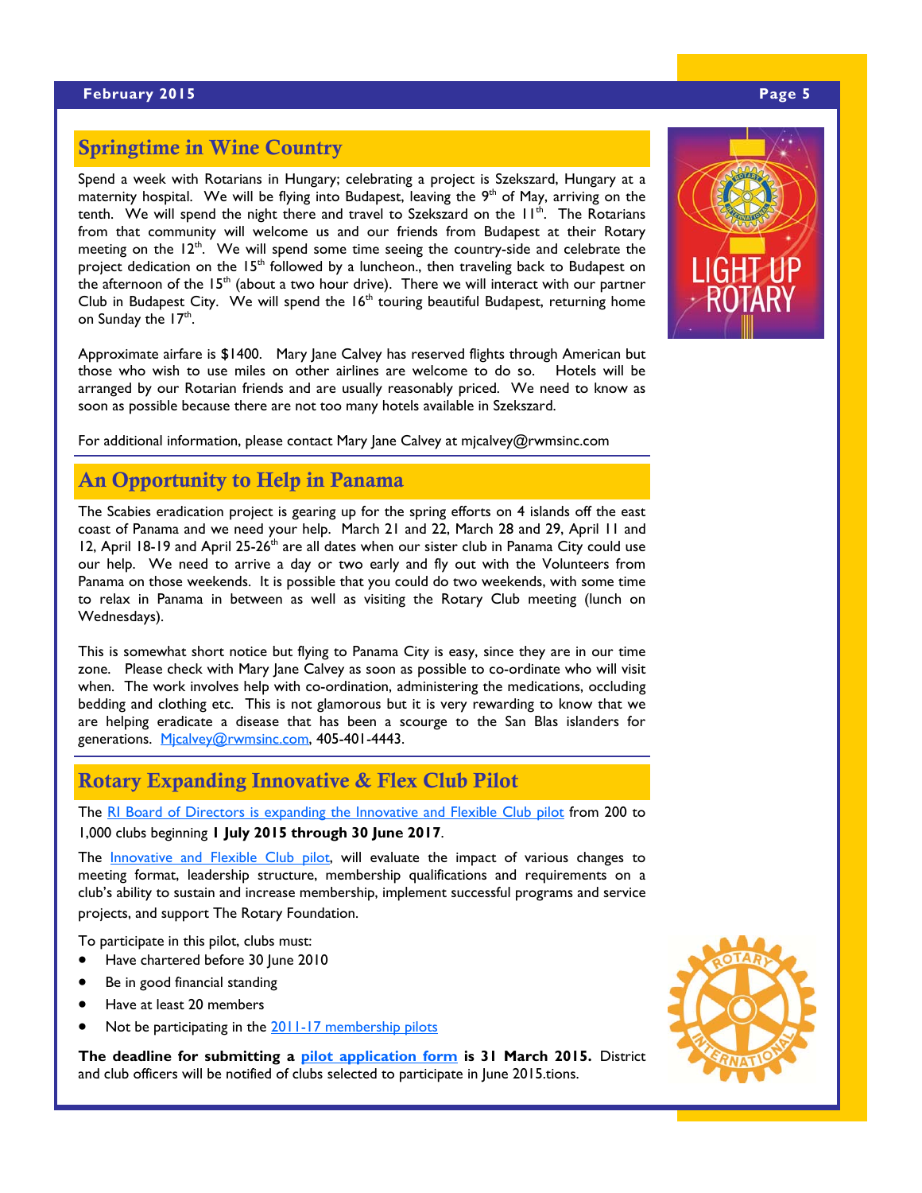## Springtime in Wine Country

Spend a week with Rotarians in Hungary; celebrating a project is Szekszard, Hungary at a maternity hospital. We will be flying into Budapest, leaving the 9th of May, arriving on the tenth. We will spend the night there and travel to Szekszard on the 11th. The Rotarians from that community will welcome us and our friends from Budapest at their Rotary meeting on the 12th. We will spend some time seeing the country-side and celebrate the project dedication on the 15th followed by a luncheon., then traveling back to Budapest on the afternoon of the 15th (about a two hour drive). There we will interact with our partner Club in Budapest City. We will spend the 16th touring beautiful Budapest, returning home on Sunday the 17th.

Approximate airfare is $1400. Mary Jane Calvey has reserved flights through American but those who wish to use miles on other airlines are welcome to do so. Hotels will be arranged by our Rotarian friends and are usually reasonably priced. We need to know as soon as possible because there are not too many hotels available in Szekszard.

For additional information, please contact Mary Jane Calvey at mjcalvey@rwmsinc.com

## An Opportunity to Help in Panama

The Scabies eradication project is gearing up for the spring efforts on 4 islands off the east coast of Panama and we need your help. March 21 and 22, March 28 and 29, April 11 and 12, April 18-19 and April 25-26th are all dates when our sister club in Panama City could use our help. We need to arrive a day or two early and fly out with the Volunteers from Panama on those weekends. It is possible that you could do two weekends, with some time to relax in Panama in between as well as visiting the Rotary Club meeting (lunch on Wednesdays).

This is somewhat short notice but flying to Panama City is easy, since they are in our time zone. Please check with Mary Jane Calvey as soon as possible to co-ordinate who will visit when. The work involves help with co-ordination, administering the medications, occluding bedding and clothing etc. This is not glamorous but it is very rewarding to know that we are helping eradicate a disease that has been a scourge to the San Blas islanders for generations. Mjcalvey@rwmsinc.com, 405-401-4443.

## Rotary Expanding Innovative & Flex Club Pilot

The RI Board of Directors is expanding the Innovative and Flexible Club pilot from 200 to 1,000 clubs beginning **1 July 2015 through 30 June 2017**.

The Innovative and Flexible Club pilot, will evaluate the impact of various changes to meeting format, leadership structure, membership qualifications and requirements on a club's ability to sustain and increase membership, implement successful programs and service projects, and support The Rotary Foundation.

To participate in this pilot, clubs must:

- Have chartered before 30 June 2010
- Be in good financial standing
- Have at least 20 members
- Not be participating in the 2011-17 membership pilots

**The deadline for submitting a pilot application form is 31 March 2015.** District and club officers will be notified of clubs selected to participate in June 2015.tions.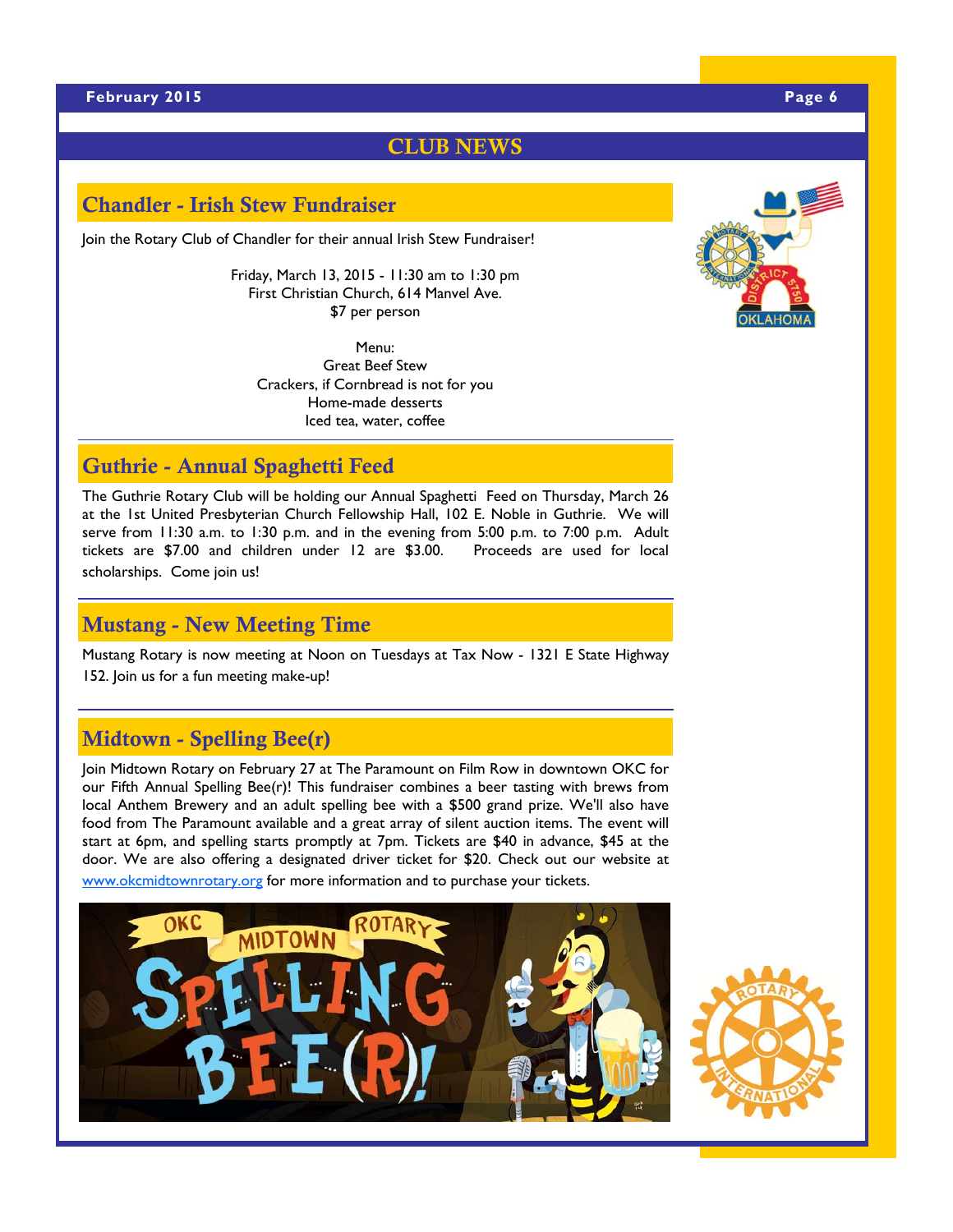# CLUB NEWS

## Chandler - Irish Stew Fundraiser

Join the Rotary Club of Chandler for their annual Irish Stew Fundraiser!

Friday, March 13, 2015 - 11:30 am to 1:30 pm
First Christian Church, 614 Manvel Ave.
$7 per person

Menu:
Great Beef Stew
Crackers, if Cornbread is not for you
Home-made desserts
Iced tea, water, coffee

## Guthrie - Annual Spaghetti Feed

The Guthrie Rotary Club will be holding our Annual Spaghetti Feed on Thursday, March 26 at the 1st United Presbyterian Church Fellowship Hall, 102 E. Noble in Guthrie. We will serve from 11:30 a.m. to 1:30 p.m. and in the evening from 5:00 p.m. to 7:00 p.m. Adult tickets are $7.00 and children under 12 are $3.00. Proceeds are used for local scholarships. Come join us!

## Mustang - New Meeting Time

Mustang Rotary is now meeting at Noon on Tuesdays at Tax Now - 1321 E State Highway 152. Join us for a fun meeting make-up!

## Midtown - Spelling Bee(r)

Join Midtown Rotary on February 27 at The Paramount on Film Row in downtown OKC for our Fifth Annual Spelling Bee(r)! This fundraiser combines a beer tasting with brews from local Anthem Brewery and an adult spelling bee with a $500 grand prize. We'll also have food from The Paramount available and a great array of silent auction items. The event will start at 6pm, and spelling starts promptly at 7pm. Tickets are $40 in advance, $45 at the door. We are also offering a designated driver ticket for $20. Check out our website at www.okcmidtownrotary.org for more information and to purchase your tickets.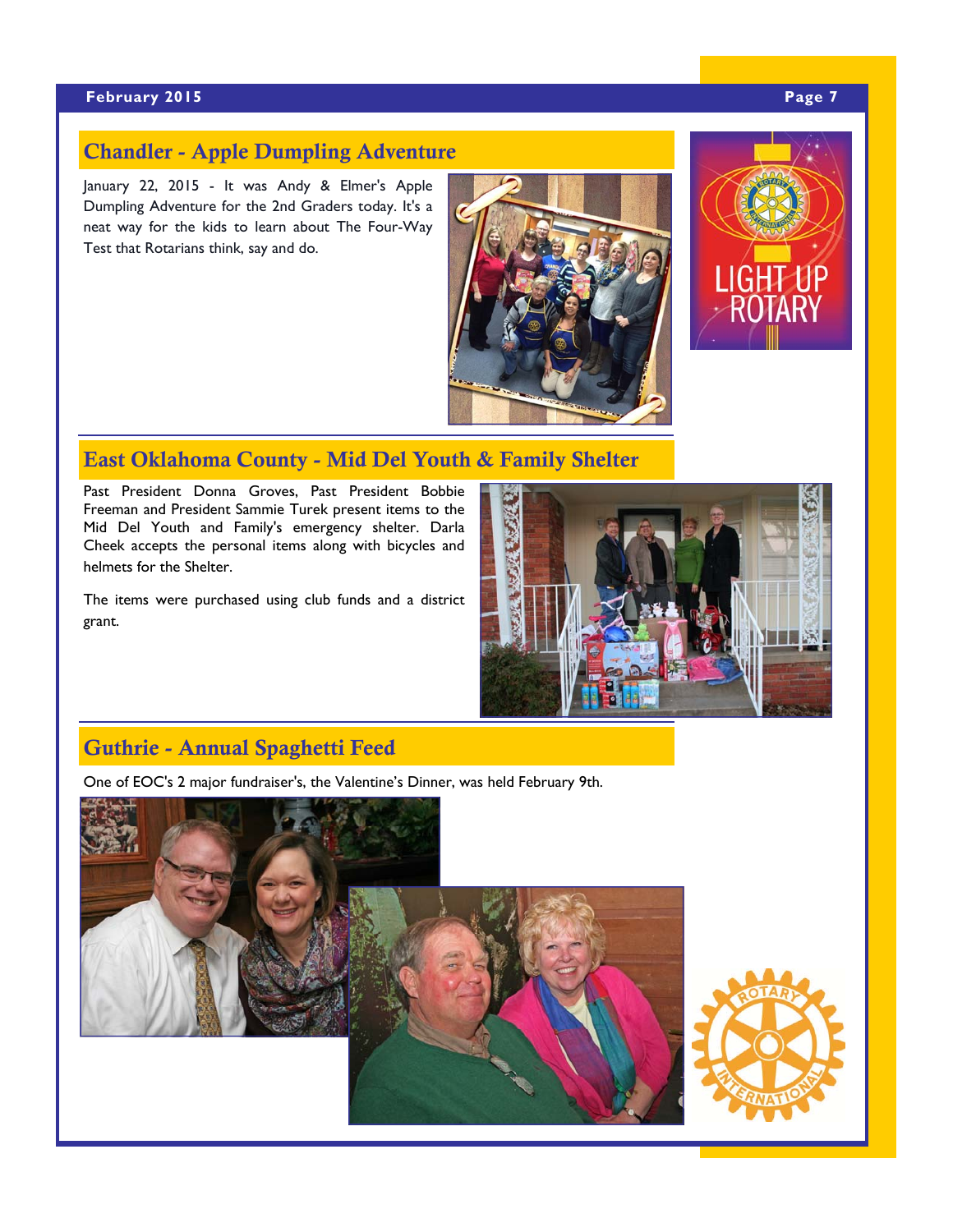## Chandler - Apple Dumpling Adventure

January 22, 2015 - It was Andy & Elmer's Apple Dumpling Adventure for the 2nd Graders today. It's a neat way for the kids to learn about The Four-Way Test that Rotarians think, say and do.

## East Oklahoma County - Mid Del Youth & Family Shelter

Past President Donna Groves, Past President Bobbie Freeman and President Sammie Turek present items to the Mid Del Youth and Family's emergency shelter. Darla Cheek accepts the personal items along with bicycles and helmets for the Shelter.

The items were purchased using club funds and a district grant.

## Guthrie - Annual Spaghetti Feed

One of EOC's 2 major fundraiser's, the Valentine's Dinner, was held February 9th.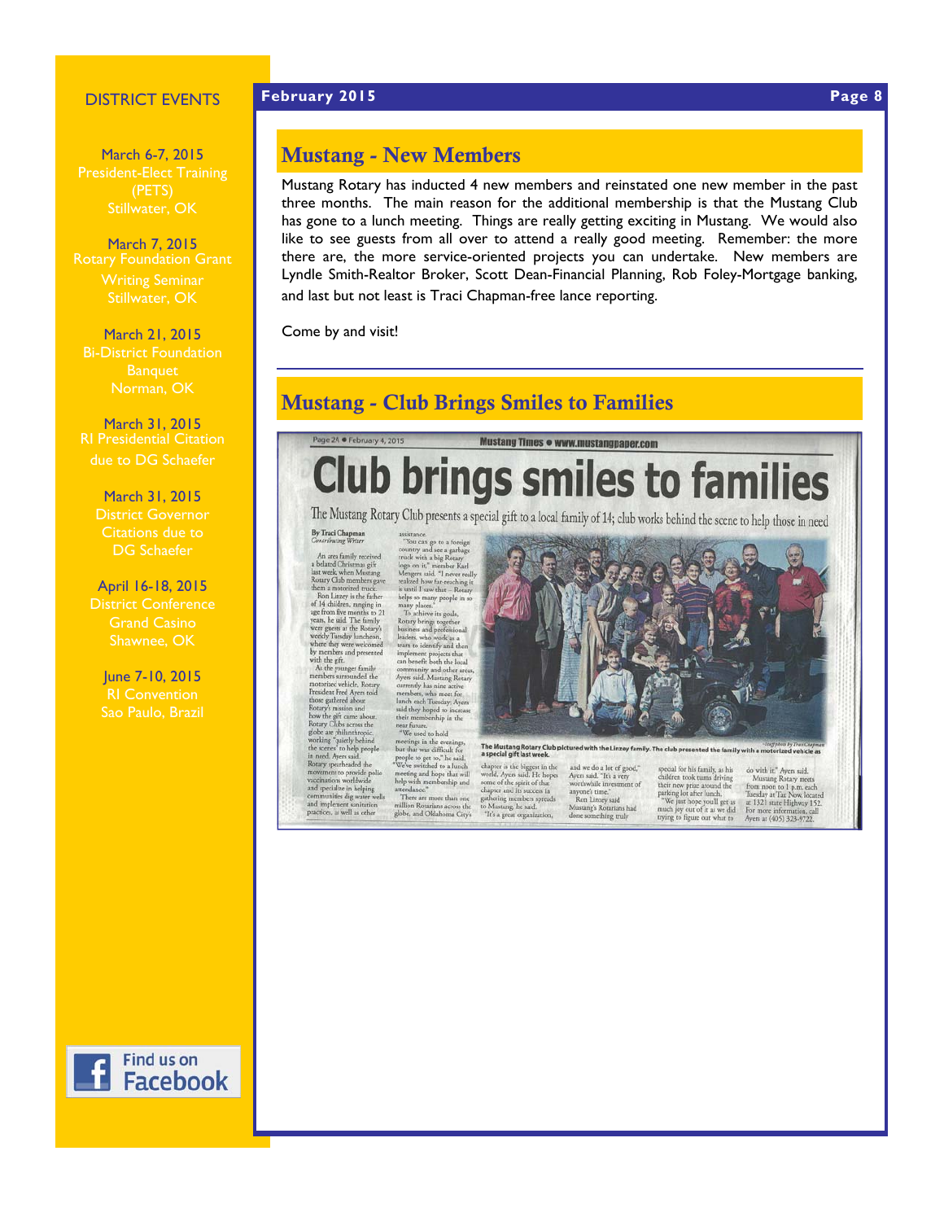## DISTRICT EVENTS

March 6-7, 2015
President-Elect Training (PETS)
Stillwater, OK

March 7, 2015
Rotary Foundation Grant Writing Seminar
Stillwater, OK

March 21, 2015
Bi-District Foundation Banquet
Norman, OK

March 31, 2015
RI Presidential Citation due to DG Schaefer

March 31, 2015
District Governor Citations due to DG Schaefer

April 16-18, 2015
District Conference
Grand Casino
Shawnee, OK

June 7-10, 2015
RI Convention
Sao Paulo, Brazil

Find us on Facebook

## Mustang - New Members

Mustang Rotary has inducted 4 new members and reinstated one new member in the past three months. The main reason for the additional membership is that the Mustang Club has gone to a lunch meeting. Things are really getting exciting in Mustang. We would also like to see guests from all over to attend a really good meeting. Remember: the more there are, the more service-oriented projects you can undertake. New members are Lyndle Smith-Realtor Broker, Scott Dean-Financial Planning, Rob Foley-Mortgage banking, and last but not least is Traci Chapman-free lance reporting.

Come by and visit!

## Mustang - Club Brings Smiles to Families

Page 2A • February 4, 2015 — Mustang Times • www.mustangpaper.com

# Club brings smiles to families

The Mustang Rotary Club presents a special gift to a local family of 14; club works behind the scene to help those in need

By Traci Chapman
*Contributing Writer*

An area family received a belated Christmas gift last week when Mustang Rotary Club members gave them a motorized truck.

Ron Linzey is the father of 14 children, ranging in age from five months to 21 years, he said. The family were guests at the Rotary's weekly Tuesday luncheon, where they were welcomed by members and presented with the gift.

As the younger family members surrounded the motorized vehicle, Rotary President Fred Ayers told those gathered about Rotary's mission and how the gift came about. Rotary Clubs across the globe are philanthropic, working "quietly behind the scenes" to help people in need, Ayers said. Rotary spearheaded the movement to provide polio vaccinations worldwide and specialize in helping communities dig water wells and implement sanitation practices, as well as other assistance.

"You can go to a foreign country and see a garbage truck with a big Rotary logo on it," member Karl Mengers said. "I never really realized how far-reaching it is until I saw that – Rotary helps so many people in so many places."

To achieve its goals, Rotary brings together business and professional leaders, who work as a team to identify and then implement projects that can benefit both the local community and other areas, Ayers said. Mustang Rotary currently has nine active members, who meet for lunch each Tuesday. Ayers said they hoped to increase their membership in the near future.

"We used to hold meetings in the evenings, but that was difficult for people to get to," he said. "We've switched to a lunch meeting and hope that will help with membership and attendance."

There are more than one million Rotarians across the globe, and Oklahoma City's chapter is the biggest in the world, Ayers said. He hopes some of the spirit of that chapter and its success in gathering members spreads to Mustang, he said.

"It's a great organization, and we do a lot of good," Ayers said. "It's a very worthwhile investment of anyone's time."

Ron Linzey said Mustang's Rotarians had done something truly special for his family, as his children took turns driving their new prize around the parking lot after lunch.

"We just hope you'll get as much joy out of it as we did trying to figure out what to do with it," Ayers said.

Mustang Rotary meets from noon to 1 p.m. each Tuesday at Tat Now, located at 1321 state Highway 152. For more information, call Ayers at (405) 323-9722.

The Mustang Rotary Club pictured with the Linzey family. The club presented the family with a motorized vehicle as a special gift last week.